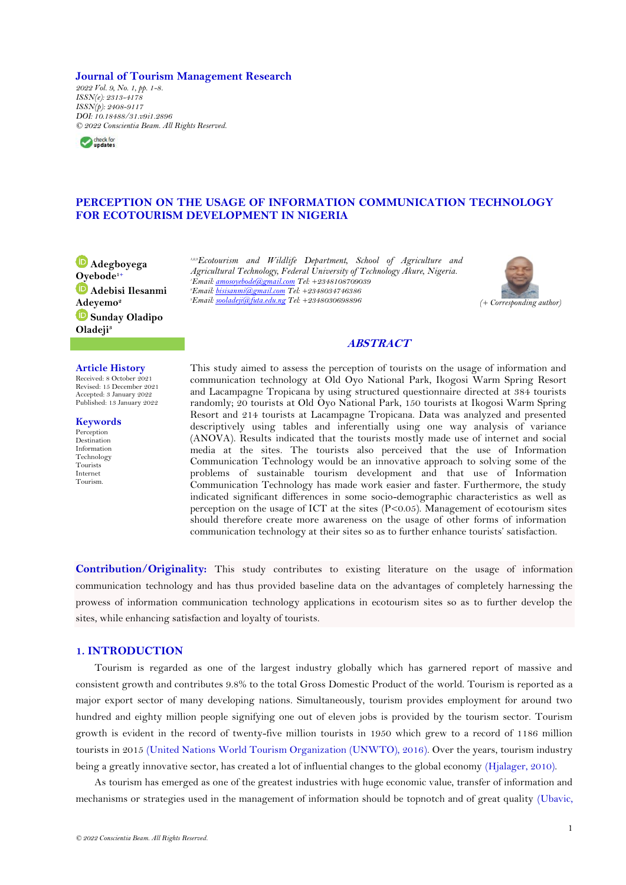**Journal of Tourism Management Research**
*2022 Vol. 9, No. 1, pp. 1-8.*
*ISSN(e): 2313-4178*
*ISSN(p): 2408-9117*
*DOI: 10.18488/31.v9i1.2896*
*© 2022 Conscientia Beam. All Rights Reserved.*

# PERCEPTION ON THE USAGE OF INFORMATION COMMUNICATION TECHNOLOGY FOR ECOTOURISM DEVELOPMENT IN NIGERIA

**Adegboyega Oyebode**[1+]
**Adebisi Ilesanmi Adeyemo**[2]
**Sunday Oladipo Oladeji**[3]

*[1,2,3]Ecotourism and Wildlife Department, School of Agriculture and Agricultural Technology, Federal University of Technology Akure, Nigeria.*
*[1]Email: amosoyebode@gmail.com Tel: +2348108709039*
*[2]Email: bisisanmi@gmail.com Tel: +2348034746386*
*[3]Email: sooladeji@futa.edu.ng Tel: +2348030698896*

(+ Corresponding author)

## ABSTRACT

**Article History**
Received: 8 October 2021
Revised: 15 December 2021
Accepted: 3 January 2022
Published: 13 January 2022

**Keywords**
Perception
Destination
Information
Technology
Tourists
Internet
Tourism.

This study aimed to assess the perception of tourists on the usage of information and communication technology at Old Oyo National Park, Ikogosi Warm Spring Resort and Lacampagne Tropicana by using structured questionnaire directed at 384 tourists randomly; 20 tourists at Old Oyo National Park, 150 tourists at Ikogosi Warm Spring Resort and 214 tourists at Lacampagne Tropicana. Data was analyzed and presented descriptively using tables and inferentially using one way analysis of variance (ANOVA). Results indicated that the tourists mostly made use of internet and social media at the sites. The tourists also perceived that the use of Information Communication Technology would be an innovative approach to solving some of the problems of sustainable tourism development and that use of Information Communication Technology has made work easier and faster. Furthermore, the study indicated significant differences in some socio-demographic characteristics as well as perception on the usage of ICT at the sites ($P<0.05$). Management of ecotourism sites should therefore create more awareness on the usage of other forms of information communication technology at their sites so as to further enhance tourists' satisfaction.

**Contribution/Originality:** This study contributes to existing literature on the usage of information communication technology and has thus provided baseline data on the advantages of completely harnessing the prowess of information communication technology applications in ecotourism sites so as to further develop the sites, while enhancing satisfaction and loyalty of tourists.

## 1. INTRODUCTION

Tourism is regarded as one of the largest industry globally which has garnered report of massive and consistent growth and contributes 9.8% to the total Gross Domestic Product of the world. Tourism is reported as a major export sector of many developing nations. Simultaneously, tourism provides employment for around two hundred and eighty million people signifying one out of eleven jobs is provided by the tourism sector. Tourism growth is evident in the record of twenty-five million tourists in 1950 which grew to a record of 1186 million tourists in 2015 (United Nations World Tourism Organization (UNWTO), 2016). Over the years, tourism industry being a greatly innovative sector, has created a lot of influential changes to the global economy (Hjalager, 2010).

As tourism has emerged as one of the greatest industries with huge economic value, transfer of information and mechanisms or strategies used in the management of information should be topnotch and of great quality (Ubavic,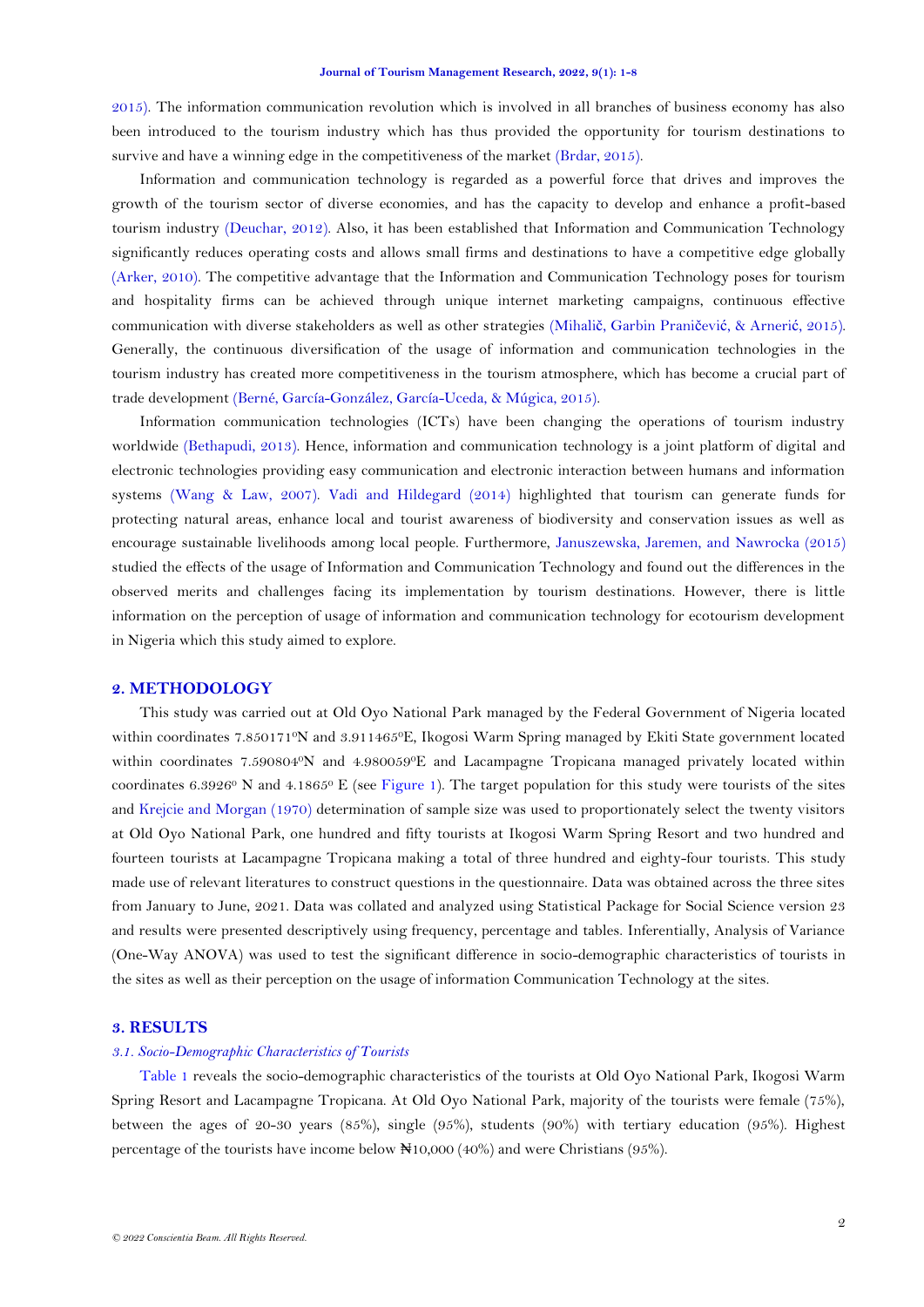2015). The information communication revolution which is involved in all branches of business economy has also been introduced to the tourism industry which has thus provided the opportunity for tourism destinations to survive and have a winning edge in the competitiveness of the market (Brdar, 2015).

Information and communication technology is regarded as a powerful force that drives and improves the growth of the tourism sector of diverse economies, and has the capacity to develop and enhance a profit-based tourism industry (Deuchar, 2012). Also, it has been established that Information and Communication Technology significantly reduces operating costs and allows small firms and destinations to have a competitive edge globally (Arker, 2010). The competitive advantage that the Information and Communication Technology poses for tourism and hospitality firms can be achieved through unique internet marketing campaigns, continuous effective communication with diverse stakeholders as well as other strategies (Mihalič, Garbin Praničević, & Arnerić, 2015). Generally, the continuous diversification of the usage of information and communication technologies in the tourism industry has created more competitiveness in the tourism atmosphere, which has become a crucial part of trade development (Berné, García-González, García-Uceda, & Múgica, 2015).

Information communication technologies (ICTs) have been changing the operations of tourism industry worldwide (Bethapudi, 2013). Hence, information and communication technology is a joint platform of digital and electronic technologies providing easy communication and electronic interaction between humans and information systems (Wang & Law, 2007). Vadi and Hildegard (2014) highlighted that tourism can generate funds for protecting natural areas, enhance local and tourist awareness of biodiversity and conservation issues as well as encourage sustainable livelihoods among local people. Furthermore, Januszewska, Jaremen, and Nawrocka (2015) studied the effects of the usage of Information and Communication Technology and found out the differences in the observed merits and challenges facing its implementation by tourism destinations. However, there is little information on the perception of usage of information and communication technology for ecotourism development in Nigeria which this study aimed to explore.

## 2. METHODOLOGY

This study was carried out at Old Oyo National Park managed by the Federal Government of Nigeria located within coordinates 7.850171⁰N and 3.911465⁰E, Ikogosi Warm Spring managed by Ekiti State government located within coordinates 7.590804⁰N and 4.980059⁰E and Lacampagne Tropicana managed privately located within coordinates 6.3926⁰ N and 4.1865⁰ E (see Figure 1). The target population for this study were tourists of the sites and Krejcie and Morgan (1970) determination of sample size was used to proportionately select the twenty visitors at Old Oyo National Park, one hundred and fifty tourists at Ikogosi Warm Spring Resort and two hundred and fourteen tourists at Lacampagne Tropicana making a total of three hundred and eighty-four tourists. This study made use of relevant literatures to construct questions in the questionnaire. Data was obtained across the three sites from January to June, 2021. Data was collated and analyzed using Statistical Package for Social Science version 23 and results were presented descriptively using frequency, percentage and tables. Inferentially, Analysis of Variance (One-Way ANOVA) was used to test the significant difference in socio-demographic characteristics of tourists in the sites as well as their perception on the usage of information Communication Technology at the sites.

## 3. RESULTS

### *3.1. Socio-Demographic Characteristics of Tourists*

Table 1 reveals the socio-demographic characteristics of the tourists at Old Oyo National Park, Ikogosi Warm Spring Resort and Lacampagne Tropicana. At Old Oyo National Park, majority of the tourists were female (75%), between the ages of 20-30 years (85%), single (95%), students (90%) with tertiary education (95%). Highest percentage of the tourists have income below ₦10,000 (40%) and were Christians (95%).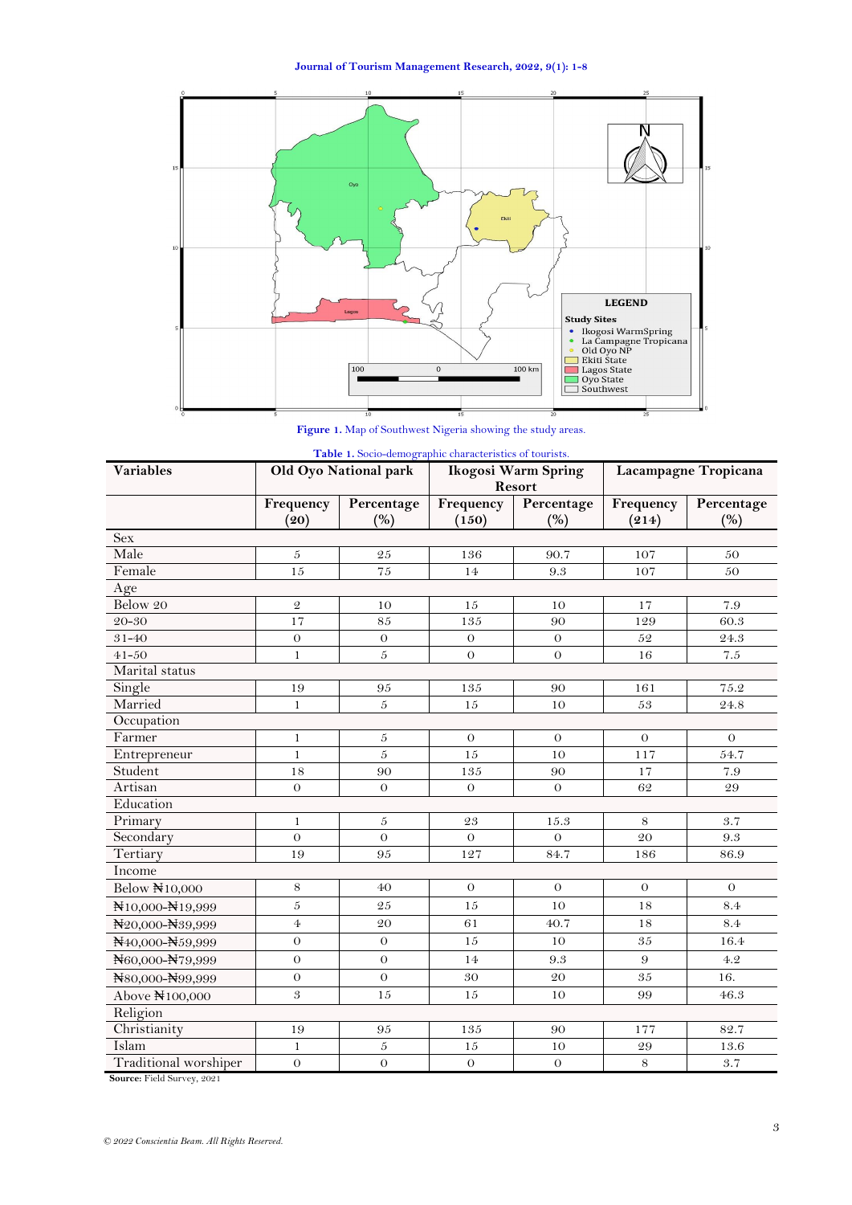Figure 1. Map of Southwest Nigeria showing the study areas.

Table 1. Socio-demographic characteristics of tourists.

| Variables | Old Oyo National park | | Ikogosi Warm Spring Resort | | Lacampagne Tropicana | |
|---|---|---|---|---|---|---|
| | Frequency (20) | Percentage (%) | Frequency (150) | Percentage (%) | Frequency (214) | Percentage (%) |
| Sex | | | | | | |
| Male | 5 | 25 | 136 | 90.7 | 107 | 50 |
| Female | 15 | 75 | 14 | 9.3 | 107 | 50 |
| Age | | | | | | |
| Below 20 | 2 | 10 | 15 | 10 | 17 | 7.9 |
| 20-30 | 17 | 85 | 135 | 90 | 129 | 60.3 |
| 31-40 | 0 | 0 | 0 | 0 | 52 | 24.3 |
| 41-50 | 1 | 5 | 0 | 0 | 16 | 7.5 |
| Marital status | | | | | | |
| Single | 19 | 95 | 135 | 90 | 161 | 75.2 |
| Married | 1 | 5 | 15 | 10 | 53 | 24.8 |
| Occupation | | | | | | |
| Farmer | 1 | 5 | 0 | 0 | 0 | 0 |
| Entrepreneur | 1 | 5 | 15 | 10 | 117 | 54.7 |
| Student | 18 | 90 | 135 | 90 | 17 | 7.9 |
| Artisan | 0 | 0 | 0 | 0 | 62 | 29 |
| Education | | | | | | |
| Primary | 1 | 5 | 23 | 15.3 | 8 | 3.7 |
| Secondary | 0 | 0 | 0 | 0 | 20 | 9.3 |
| Tertiary | 19 | 95 | 127 | 84.7 | 186 | 86.9 |
| Income | | | | | | |
| Below ₦10,000 | 8 | 40 | 0 | 0 | 0 | 0 |
| ₦10,000-₦19,999 | 5 | 25 | 15 | 10 | 18 | 8.4 |
| ₦20,000-₦39,999 | 4 | 20 | 61 | 40.7 | 18 | 8.4 |
| ₦40,000-₦59,999 | 0 | 0 | 15 | 10 | 35 | 16.4 |
| ₦60,000-₦79,999 | 0 | 0 | 14 | 9.3 | 9 | 4.2 |
| ₦80,000-₦99,999 | 0 | 0 | 30 | 20 | 35 | 16. |
| Above ₦100,000 | 3 | 15 | 15 | 10 | 99 | 46.3 |
| Religion | | | | | | |
| Christianity | 19 | 95 | 135 | 90 | 177 | 82.7 |
| Islam | 1 | 5 | 15 | 10 | 29 | 13.6 |
| Traditional worshiper | 0 | 0 | 0 | 0 | 8 | 3.7 |

**Source:** Field Survey, 2021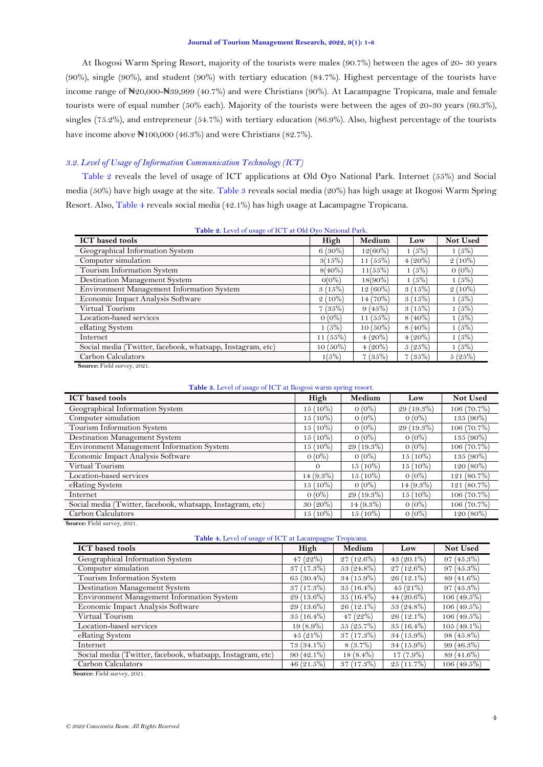At Ikogosi Warm Spring Resort, majority of the tourists were males (90.7%) between the ages of 20- 30 years (90%), single (90%), and student (90%) with tertiary education (84.7%). Highest percentage of the tourists have income range of ₦20,000-₦39,999 (40.7%) and were Christians (90%). At Lacampagne Tropicana, male and female tourists were of equal number (50% each). Majority of the tourists were between the ages of 20-30 years (60.3%), singles (75.2%), and entrepreneur (54.7%) with tertiary education (86.9%). Also, highest percentage of the tourists have income above ₦100,000 (46.3%) and were Christians (82.7%).

### *3.2. Level of Usage of Information Communication Technology (ICT)*

Table 2 reveals the level of usage of ICT applications at Old Oyo National Park. Internet (55%) and Social media (50%) have high usage at the site. Table 3 reveals social media (20%) has high usage at Ikogosi Warm Spring Resort. Also, Table 4 reveals social media (42.1%) has high usage at Lacampagne Tropicana.

**Table 2.** Level of usage of ICT at Old Oyo National Park.

| ICT based tools | High | Medium | Low | Not Used |
|---|---|---|---|---|
| Geographical Information System | 6 (30%) | 12(60%) | 1 (5%) | 1 (5%) |
| Computer simulation | 3(15%) | 11 (55%) | 4 (20%) | 2 (10%) |
| Tourism Information System | 8(40%) | 11(55%) | 1 (5%) | 0 (0%) |
| Destination Management System | 0(0%) | 18(90%) | 1 (5%) | 1 (5%) |
| Environment Management Information System | 3 (15%) | 12 (60%) | 3 (15%) | 2 (10%) |
| Economic Impact Analysis Software | 2 (10%) | 14 (70%) | 3 (15%) | 1 (5%) |
| Virtual Tourism | 7 (35%) | 9 (45%) | 3 (15%) | 1 (5%) |
| Location-based services | 0 (0%) | 11 (55%) | 8 (40%) | 1 (5%) |
| eRating System | 1 (5%) | 10 (50%) | 8 (40%) | 1 (5%) |
| Internet | 11 (55%) | 4 (20%) | 4 (20%) | 1 (5%) |
| Social media (Twitter, facebook, whatsapp, Instagram, etc) | 10 (50%) | 4 (20%) | 5 (25%) | 1 (5%) |
| Carbon Calculators | 1(5%) | 7 (35%) | 7 (35%) | 5 (25%) |

**Source:** Field survey, 2021.

**Table 3.** Level of usage of ICT at Ikogosi warm spring resort.

| ICT based tools | High | Medium | Low | Not Used |
|---|---|---|---|---|
| Geographical Information System | 15 (10%) | 0 (0%) | 29 (19.3%) | 106 (70.7%) |
| Computer simulation | 15 (10%) | 0 (0%) | 0 (0%) | 135 (90%) |
| Tourism Information System | 15 (10%) | 0 (0%) | 29 (19.3%) | 106 (70.7%) |
| Destination Management System | 15 (10%) | 0 (0%) | 0 (0%) | 135 (90%) |
| Environment Management Information System | 15 (10%) | 29 (19.3%) | 0 (0%) | 106 (70.7%) |
| Economic Impact Analysis Software | 0 (0%) | 0 (0%) | 15 (10%) | 135 (90%) |
| Virtual Tourism | 0 | 15 (10%) | 15 (10%) | 120 (80%) |
| Location-based services | 14 (9.3%) | 15 (10%) | 0 (0%) | 121 (80.7%) |
| eRating System | 15 (10%) | 0 (0%) | 14 (9.3%) | 121 (80.7%) |
| Internet | 0 (0%) | 29 (19.3%) | 15 (10%) | 106 (70.7%) |
| Social media (Twitter, facebook, whatsapp, Instagram, etc) | 30 (20%) | 14 (9.3%) | 0 (0%) | 106 (70.7%) |
| Carbon Calculators | 15 (10%) | 15 (10%) | 0 (0%) | 120 (80%) |

**Source:** Field survey, 2021.

**Table 4.** Level of usage of ICT at Lacampagne Tropicana.

| ICT based tools | High | Medium | Low | Not Used |
|---|---|---|---|---|
| Geographical Information System | 47 (22%) | 27 (12.6%) | 43 (20.1%) | 97 (45.3%) |
| Computer simulation | 37 (17.3%) | 53 (24.8%) | 27 (12.6%) | 97 (45.3%) |
| Tourism Information System | 65 (30.4%) | 34 (15.9%) | 26 (12.1%) | 89 (41.6%) |
| Destination Management System | 37 (17.3%) | 35 (16.4%) | 45 (21%) | 97 (45.3%) |
| Environment Management Information System | 29 (13.6%) | 35 (16.4%) | 44 (20.6%) | 106 (49.5%) |
| Economic Impact Analysis Software | 29 (13.6%) | 26 (12.1%) | 53 (24.8%) | 106 (49.5%) |
| Virtual Tourism | 35 (16.4%) | 47 (22%) | 26 (12.1%) | 106 (49.5%) |
| Location-based services | 19 (8.9%) | 55 (25.7%) | 35 (16.4%) | 105 (49.1%) |
| eRating System | 45 (21%) | 37 (17.3%) | 34 (15.9%) | 98 (45.8%) |
| Internet | 73 (34.1%) | 8 (3.7%) | 34 (15.9%) | 99 (46.3%) |
| Social media (Twitter, facebook, whatsapp, Instagram, etc) | 90 (42.1%) | 18 (8.4%) | 17 (7.9%) | 89 (41.6%) |
| Carbon Calculators | 46 (21.5%) | 37 (17.3%) | 25 (11.7%) | 106 (49.5%) |

**Source:** Field survey, 2021.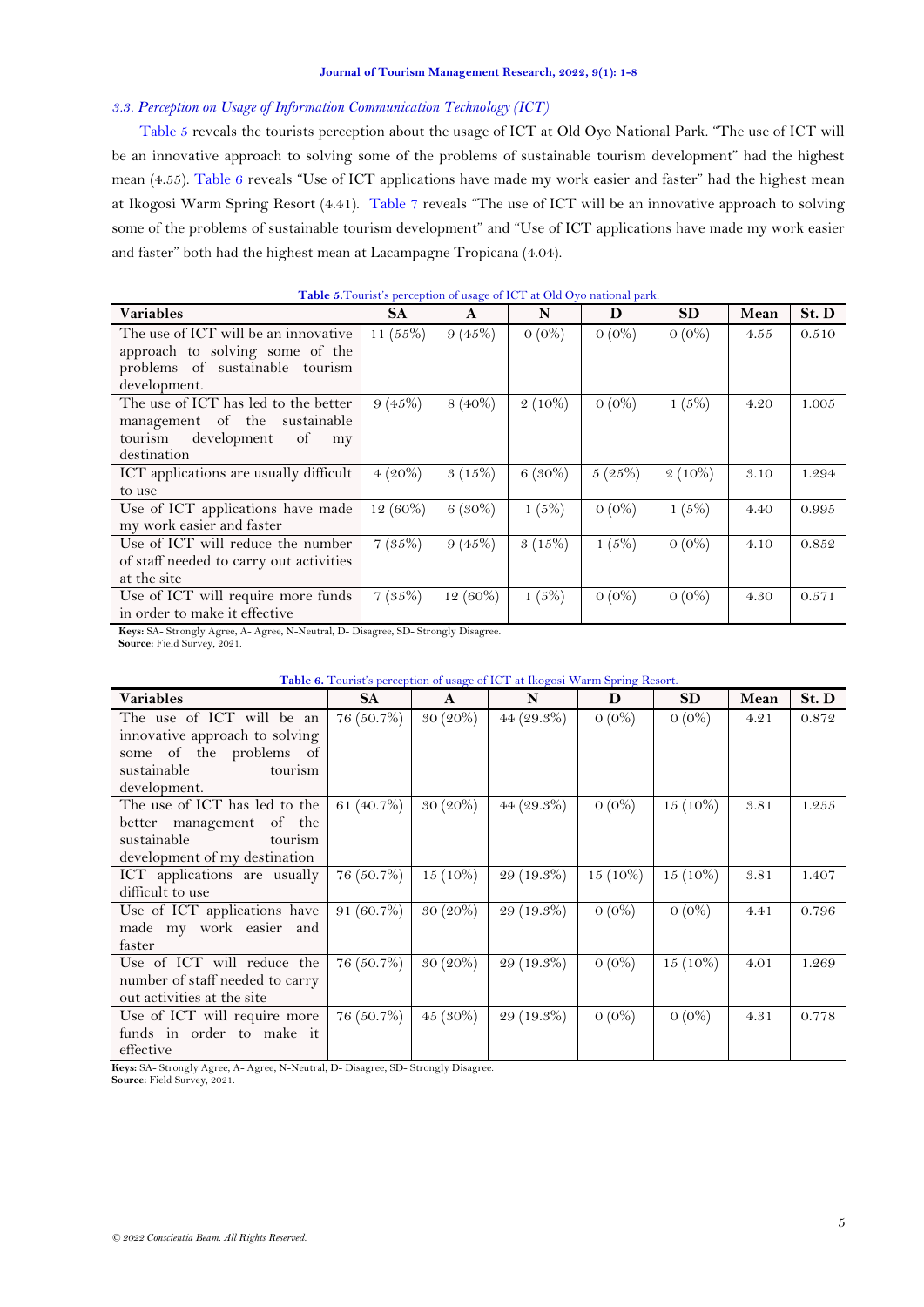### 3.3. Perception on Usage of Information Communication Technology (ICT)

Table 5 reveals the tourists perception about the usage of ICT at Old Oyo National Park. "The use of ICT will be an innovative approach to solving some of the problems of sustainable tourism development" had the highest mean (4.55). Table 6 reveals "Use of ICT applications have made my work easier and faster" had the highest mean at Ikogosi Warm Spring Resort (4.41). Table 7 reveals "The use of ICT will be an innovative approach to solving some of the problems of sustainable tourism development" and "Use of ICT applications have made my work easier and faster" both had the highest mean at Lacampagne Tropicana (4.04).

**Table 5.** Tourist's perception of usage of ICT at Old Oyo national park.

| Variables | SA | A | N | D | SD | Mean | St. D |
|---|---|---|---|---|---|---|---|
| The use of ICT will be an innovative approach to solving some of the problems of sustainable tourism development. | 11 (55%) | 9 (45%) | 0 (0%) | 0 (0%) | 0 (0%) | 4.55 | 0.510 |
| The use of ICT has led to the better management of the sustainable tourism development of my destination | 9 (45%) | 8 (40%) | 2 (10%) | 0 (0%) | 1 (5%) | 4.20 | 1.005 |
| ICT applications are usually difficult to use | 4 (20%) | 3 (15%) | 6 (30%) | 5 (25%) | 2 (10%) | 3.10 | 1.294 |
| Use of ICT applications have made my work easier and faster | 12 (60%) | 6 (30%) | 1 (5%) | 0 (0%) | 1 (5%) | 4.40 | 0.995 |
| Use of ICT will reduce the number of staff needed to carry out activities at the site | 7 (35%) | 9 (45%) | 3 (15%) | 1 (5%) | 0 (0%) | 4.10 | 0.852 |
| Use of ICT will require more funds in order to make it effective | 7 (35%) | 12 (60%) | 1 (5%) | 0 (0%) | 0 (0%) | 4.30 | 0.571 |

**Keys:** SA- Strongly Agree, A- Agree, N-Neutral, D- Disagree, SD- Strongly Disagree.
**Source:** Field Survey, 2021.

**Table 6.** Tourist's perception of usage of ICT at Ikogosi Warm Spring Resort.

| Variables | SA | A | N | D | SD | Mean | St. D |
|---|---|---|---|---|---|---|---|
| The use of ICT will be an innovative approach to solving some of the problems of sustainable tourism development. | 76 (50.7%) | 30 (20%) | 44 (29.3%) | 0 (0%) | 0 (0%) | 4.21 | 0.872 |
| The use of ICT has led to the better management of the sustainable tourism development of my destination | 61 (40.7%) | 30 (20%) | 44 (29.3%) | 0 (0%) | 15 (10%) | 3.81 | 1.255 |
| ICT applications are usually difficult to use | 76 (50.7%) | 15 (10%) | 29 (19.3%) | 15 (10%) | 15 (10%) | 3.81 | 1.407 |
| Use of ICT applications have made my work easier and faster | 91 (60.7%) | 30 (20%) | 29 (19.3%) | 0 (0%) | 0 (0%) | 4.41 | 0.796 |
| Use of ICT will reduce the number of staff needed to carry out activities at the site | 76 (50.7%) | 30 (20%) | 29 (19.3%) | 0 (0%) | 15 (10%) | 4.01 | 1.269 |
| Use of ICT will require more funds in order to make it effective | 76 (50.7%) | 45 (30%) | 29 (19.3%) | 0 (0%) | 0 (0%) | 4.31 | 0.778 |

**Keys:** SA- Strongly Agree, A- Agree, N-Neutral, D- Disagree, SD- Strongly Disagree.
**Source:** Field Survey, 2021.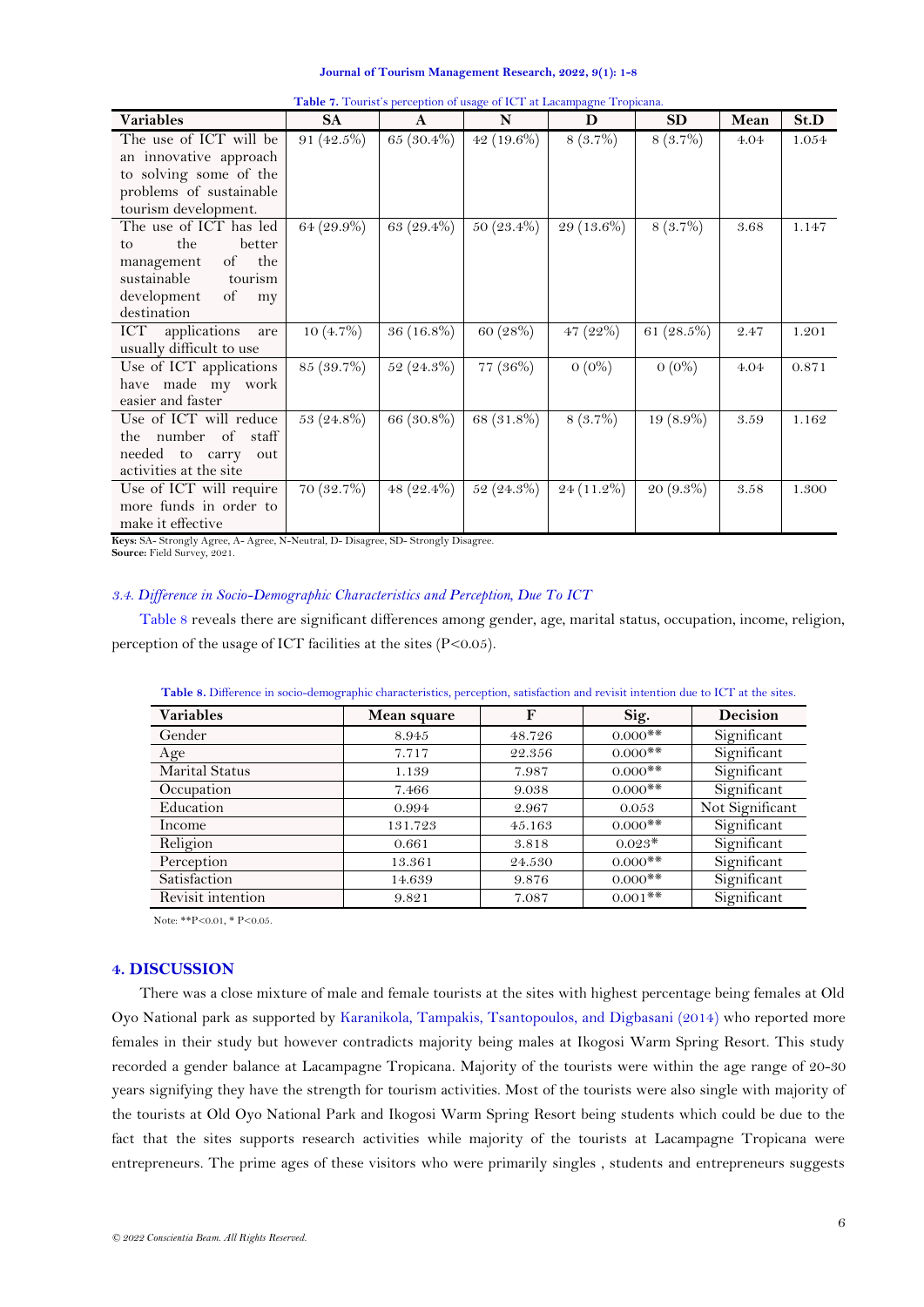**Table 7.** Tourist's perception of usage of ICT at Lacampagne Tropicana.

| Variables | SA | A | N | D | SD | Mean | St.D |
|---|---|---|---|---|---|---|---|
| The use of ICT will be an innovative approach to solving some of the problems of sustainable tourism development. | 91 (42.5%) | 65 (30.4%) | 42 (19.6%) | 8 (3.7%) | 8 (3.7%) | 4.04 | 1.054 |
| The use of ICT has led to the better management of the sustainable tourism development of my destination | 64 (29.9%) | 63 (29.4%) | 50 (23.4%) | 29 (13.6%) | 8 (3.7%) | 3.68 | 1.147 |
| ICT applications are usually difficult to use | 10 (4.7%) | 36 (16.8%) | 60 (28%) | 47 (22%) | 61 (28.5%) | 2.47 | 1.201 |
| Use of ICT applications have made my work easier and faster | 85 (39.7%) | 52 (24.3%) | 77 (36%) | 0 (0%) | 0 (0%) | 4.04 | 0.871 |
| Use of ICT will reduce the number of staff needed to carry out activities at the site | 53 (24.8%) | 66 (30.8%) | 68 (31.8%) | 8 (3.7%) | 19 (8.9%) | 3.59 | 1.162 |
| Use of ICT will require more funds in order to make it effective | 70 (32.7%) | 48 (22.4%) | 52 (24.3%) | 24 (11.2%) | 20 (9.3%) | 3.58 | 1.300 |

**Keys:** SA- Strongly Agree, A- Agree, N-Neutral, D- Disagree, SD- Strongly Disagree.
**Source:** Field Survey, 2021.

### *3.4. Difference in Socio-Demographic Characteristics and Perception, Due To ICT*

Table 8 reveals there are significant differences among gender, age, marital status, occupation, income, religion, perception of the usage of ICT facilities at the sites ($P<0.05$).

**Table 8.** Difference in socio-demographic characteristics, perception, satisfaction and revisit intention due to ICT at the sites.

| Variables | Mean square | F | Sig. | Decision |
|---|---|---|---|---|
| Gender | 8.945 | 48.726 | 0.000** | Significant |
| Age | 7.717 | 22.356 | 0.000** | Significant |
| Marital Status | 1.139 | 7.987 | 0.000** | Significant |
| Occupation | 7.466 | 9.038 | 0.000** | Significant |
| Education | 0.994 | 2.967 | 0.053 | Not Significant |
| Income | 131.723 | 45.163 | 0.000** | Significant |
| Religion | 0.661 | 3.818 | 0.023* | Significant |
| Perception | 13.361 | 24.530 | 0.000** | Significant |
| Satisfaction | 14.639 | 9.876 | 0.000** | Significant |
| Revisit intention | 9.821 | 7.087 | 0.001** | Significant |

Note: **$P<0.01$, * $P<0.05$.

## 4. DISCUSSION

There was a close mixture of male and female tourists at the sites with highest percentage being females at Old Oyo National park as supported by Karanikola, Tampakis, Tsantopoulos, and Digbasani (2014) who reported more females in their study but however contradicts majority being males at Ikogosi Warm Spring Resort. This study recorded a gender balance at Lacampagne Tropicana. Majority of the tourists were within the age range of 20-30 years signifying they have the strength for tourism activities. Most of the tourists were also single with majority of the tourists at Old Oyo National Park and Ikogosi Warm Spring Resort being students which could be due to the fact that the sites supports research activities while majority of the tourists at Lacampagne Tropicana were entrepreneurs. The prime ages of these visitors who were primarily singles , students and entrepreneurs suggests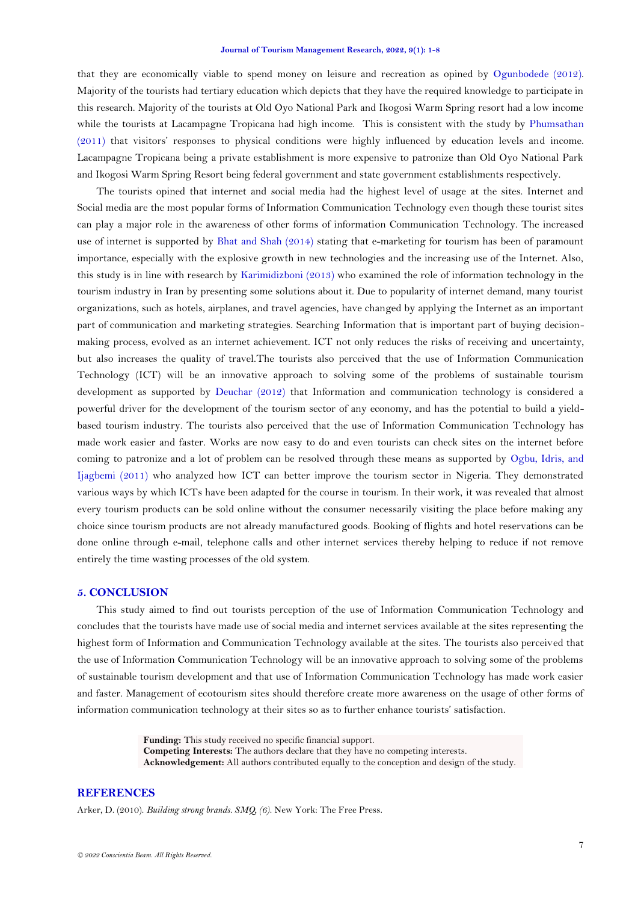that they are economically viable to spend money on leisure and recreation as opined by Ogunbodede (2012). Majority of the tourists had tertiary education which depicts that they have the required knowledge to participate in this research. Majority of the tourists at Old Oyo National Park and Ikogosi Warm Spring resort had a low income while the tourists at Lacampagne Tropicana had high income. This is consistent with the study by Phumsathan (2011) that visitors' responses to physical conditions were highly influenced by education levels and income. Lacampagne Tropicana being a private establishment is more expensive to patronize than Old Oyo National Park and Ikogosi Warm Spring Resort being federal government and state government establishments respectively.

The tourists opined that internet and social media had the highest level of usage at the sites. Internet and Social media are the most popular forms of Information Communication Technology even though these tourist sites can play a major role in the awareness of other forms of information Communication Technology. The increased use of internet is supported by Bhat and Shah (2014) stating that e-marketing for tourism has been of paramount importance, especially with the explosive growth in new technologies and the increasing use of the Internet. Also, this study is in line with research by Karimidizboni (2013) who examined the role of information technology in the tourism industry in Iran by presenting some solutions about it. Due to popularity of internet demand, many tourist organizations, such as hotels, airplanes, and travel agencies, have changed by applying the Internet as an important part of communication and marketing strategies. Searching Information that is important part of buying decision-making process, evolved as an internet achievement. ICT not only reduces the risks of receiving and uncertainty, but also increases the quality of travel.The tourists also perceived that the use of Information Communication Technology (ICT) will be an innovative approach to solving some of the problems of sustainable tourism development as supported by Deuchar (2012) that Information and communication technology is considered a powerful driver for the development of the tourism sector of any economy, and has the potential to build a yield-based tourism industry. The tourists also perceived that the use of Information Communication Technology has made work easier and faster. Works are now easy to do and even tourists can check sites on the internet before coming to patronize and a lot of problem can be resolved through these means as supported by Ogbu, Idris, and Ijagbemi (2011) who analyzed how ICT can better improve the tourism sector in Nigeria. They demonstrated various ways by which ICTs have been adapted for the course in tourism. In their work, it was revealed that almost every tourism products can be sold online without the consumer necessarily visiting the place before making any choice since tourism products are not already manufactured goods. Booking of flights and hotel reservations can be done online through e-mail, telephone calls and other internet services thereby helping to reduce if not remove entirely the time wasting processes of the old system.

## 5. CONCLUSION

This study aimed to find out tourists perception of the use of Information Communication Technology and concludes that the tourists have made use of social media and internet services available at the sites representing the highest form of Information and Communication Technology available at the sites. The tourists also perceived that the use of Information Communication Technology will be an innovative approach to solving some of the problems of sustainable tourism development and that use of Information Communication Technology has made work easier and faster. Management of ecotourism sites should therefore create more awareness on the usage of other forms of information communication technology at their sites so as to further enhance tourists' satisfaction.

**Funding:** This study received no specific financial support.
**Competing Interests:** The authors declare that they have no competing interests.
**Acknowledgement:** All authors contributed equally to the conception and design of the study.

## REFERENCES

Arker, D. (2010). *Building strong brands. SMQ, (6)*. New York: The Free Press.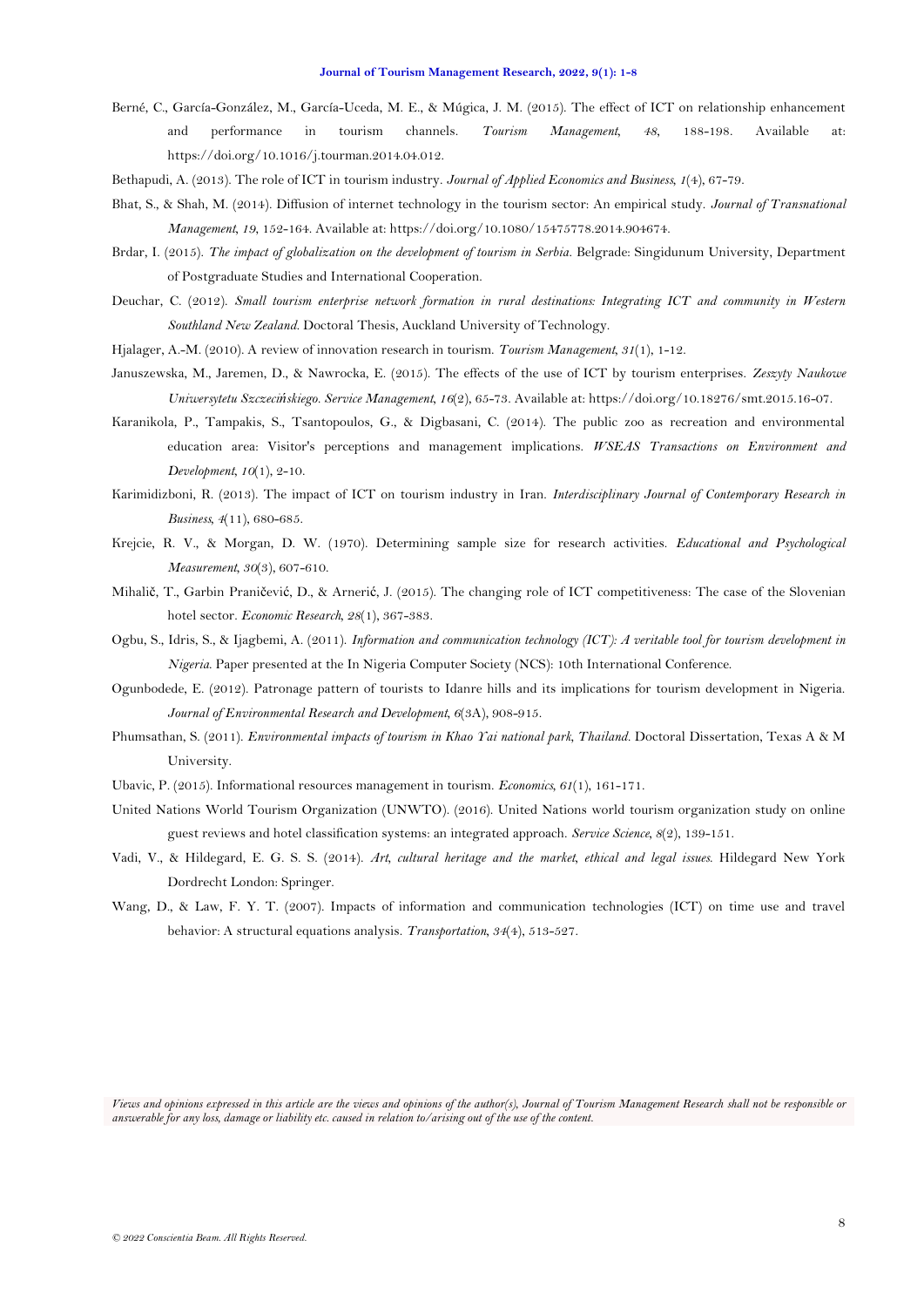Berné, C., García-González, M., García-Uceda, M. E., & Múgica, J. M. (2015). The effect of ICT on relationship enhancement and performance in tourism channels. *Tourism Management, 48*, 188-198. Available at: https://doi.org/10.1016/j.tourman.2014.04.012.

Bethapudi, A. (2013). The role of ICT in tourism industry. *Journal of Applied Economics and Business, 1*(4), 67-79.

Bhat, S., & Shah, M. (2014). Diffusion of internet technology in the tourism sector: An empirical study. *Journal of Transnational Management, 19*, 152-164. Available at: https://doi.org/10.1080/15475778.2014.904674.

Brdar, I. (2015). *The impact of globalization on the development of tourism in Serbia*. Belgrade: Singidunum University, Department of Postgraduate Studies and International Cooperation.

Deuchar, C. (2012). *Small tourism enterprise network formation in rural destinations: Integrating ICT and community in Western Southland New Zealand*. Doctoral Thesis, Auckland University of Technology.

Hjalager, A.-M. (2010). A review of innovation research in tourism. *Tourism Management, 31*(1), 1-12.

Januszewska, M., Jaremen, D., & Nawrocka, E. (2015). The effects of the use of ICT by tourism enterprises. *Zeszyty Naukowe Uniwersytetu Szczecińskiego. Service Management, 16*(2), 65-73. Available at: https://doi.org/10.18276/smt.2015.16-07.

Karanikola, P., Tampakis, S., Tsantopoulos, G., & Digbasani, C. (2014). The public zoo as recreation and environmental education area: Visitor's perceptions and management implications. *WSEAS Transactions on Environment and Development, 10*(1), 2-10.

Karimidizboni, R. (2013). The impact of ICT on tourism industry in Iran. *Interdisciplinary Journal of Contemporary Research in Business, 4*(11), 680-685.

Krejcie, R. V., & Morgan, D. W. (1970). Determining sample size for research activities. *Educational and Psychological Measurement, 30*(3), 607-610.

Mihalič, T., Garbin Praničević, D., & Arnerić, J. (2015). The changing role of ICT competitiveness: The case of the Slovenian hotel sector. *Economic Research, 28*(1), 367-383.

Ogbu, S., Idris, S., & Ijagbemi, A. (2011). *Information and communication technology (ICT): A veritable tool for tourism development in Nigeria*. Paper presented at the In Nigeria Computer Society (NCS): 10th International Conference.

Ogunbodede, E. (2012). Patronage pattern of tourists to Idanre hills and its implications for tourism development in Nigeria. *Journal of Environmental Research and Development, 6*(3A), 908-915.

Phumsathan, S. (2011). *Environmental impacts of tourism in Khao Yai national park, Thailand*. Doctoral Dissertation, Texas A & M University.

Ubavic, P. (2015). Informational resources management in tourism. *Economics, 61*(1), 161-171.

United Nations World Tourism Organization (UNWTO). (2016). United Nations world tourism organization study on online guest reviews and hotel classification systems: an integrated approach. *Service Science, 8*(2), 139-151.

Vadi, V., & Hildegard, E. G. S. S. (2014). *Art, cultural heritage and the market, ethical and legal issues*. Hildegard New York Dordrecht London: Springer.

Wang, D., & Law, F. Y. T. (2007). Impacts of information and communication technologies (ICT) on time use and travel behavior: A structural equations analysis. *Transportation, 34*(4), 513-527.

*Views and opinions expressed in this article are the views and opinions of the author(s), Journal of Tourism Management Research shall not be responsible or answerable for any loss, damage or liability etc. caused in relation to/arising out of the use of the content.*